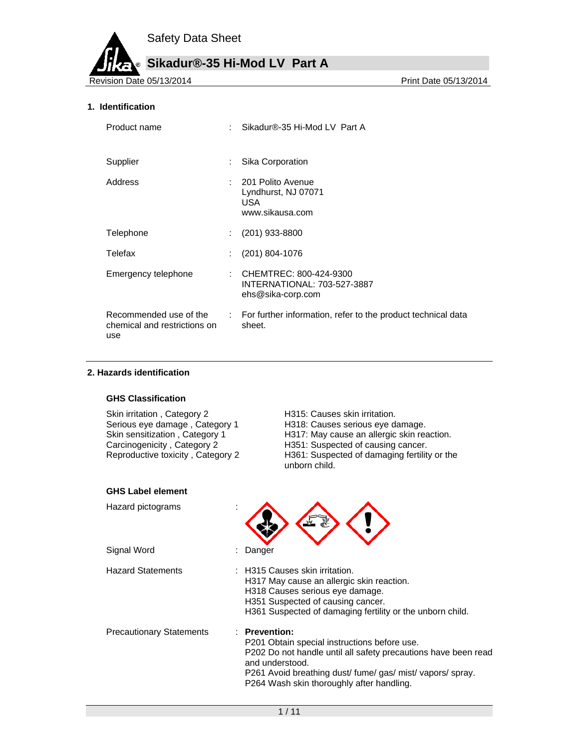Safety Data Sheet

# Sikadur®-35 Hi-Mod LV Part A

Revision Date 05/13/2014 Print Date 05/13/2014

## 1. Identification

| | | |
|---|---|---|
| Product name | : | Sikadur®-35 Hi-Mod LV Part A |
| Supplier | : | Sika Corporation |
| Address | : | 201 Polito Avenue<br>Lyndhurst, NJ 07071<br>USA<br>www.sikausa.com |
| Telephone | : | (201) 933-8800 |
| Telefax | : | (201) 804-1076 |
| Emergency telephone | : | CHEMTREC: 800-424-9300<br>INTERNATIONAL: 703-527-3887<br>ehs@sika-corp.com |
| Recommended use of the chemical and restrictions on use | : | For further information, refer to the product technical data sheet. |

## 2. Hazards identification

### GHS Classification

| | |
|---|---|
| Skin irritation , Category 2 | H315: Causes skin irritation. |
| Serious eye damage , Category 1 | H318: Causes serious eye damage. |
| Skin sensitization , Category 1 | H317: May cause an allergic skin reaction. |
| Carcinogenicity , Category 2 | H351: Suspected of causing cancer. |
| Reproductive toxicity , Category 2 | H361: Suspected of damaging fertility or the unborn child. |

### GHS Label element

Hazard pictograms :

Signal Word : Danger

Hazard Statements :
H315 Causes skin irritation.
H317 May cause an allergic skin reaction.
H318 Causes serious eye damage.
H351 Suspected of causing cancer.
H361 Suspected of damaging fertility or the unborn child.

Precautionary Statements :
**Prevention:**
P201 Obtain special instructions before use.
P202 Do not handle until all safety precautions have been read and understood.
P261 Avoid breathing dust/ fume/ gas/ mist/ vapors/ spray.
P264 Wash skin thoroughly after handling.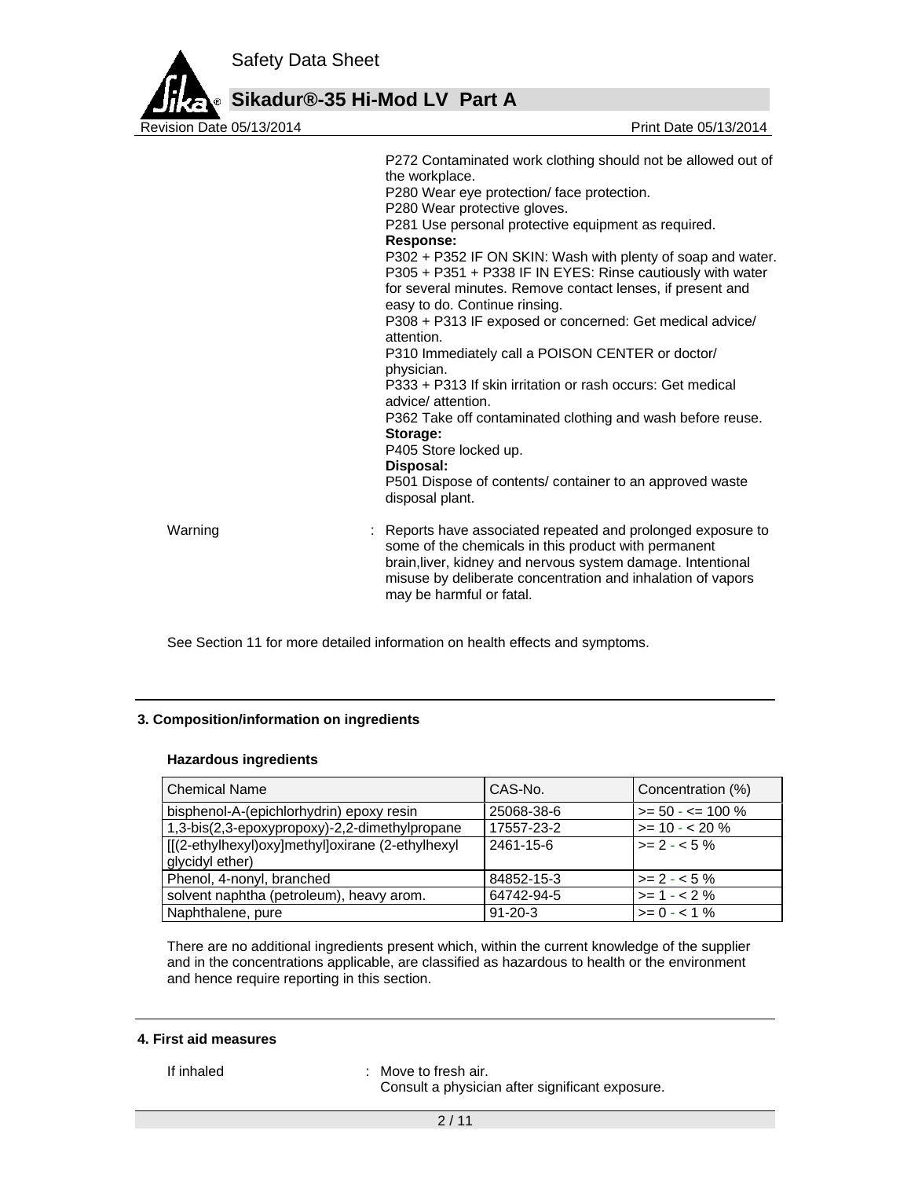P272 Contaminated work clothing should not be allowed out of the workplace.
P280 Wear eye protection/ face protection.
P280 Wear protective gloves.
P281 Use personal protective equipment as required.

**Response:**

P302 + P352 IF ON SKIN: Wash with plenty of soap and water.
P305 + P351 + P338 IF IN EYES: Rinse cautiously with water for several minutes. Remove contact lenses, if present and easy to do. Continue rinsing.
P308 + P313 IF exposed or concerned: Get medical advice/ attention.
P310 Immediately call a POISON CENTER or doctor/ physician.
P333 + P313 If skin irritation or rash occurs: Get medical advice/ attention.
P362 Take off contaminated clothing and wash before reuse.

**Storage:**

P405 Store locked up.

**Disposal:**

P501 Dispose of contents/ container to an approved waste disposal plant.

Warning : Reports have associated repeated and prolonged exposure to some of the chemicals in this product with permanent brain,liver, kidney and nervous system damage. Intentional misuse by deliberate concentration and inhalation of vapors may be harmful or fatal.

See Section 11 for more detailed information on health effects and symptoms.

## 3. Composition/information on ingredients

### Hazardous ingredients

| Chemical Name | CAS-No. | Concentration (%) |
|---|---|---|
| bisphenol-A-(epichlorhydrin) epoxy resin | 25068-38-6 | >= 50 - <= 100 % |
| 1,3-bis(2,3-epoxypropoxy)-2,2-dimethylpropane | 17557-23-2 | >= 10 - < 20 % |
| [[(2-ethylhexyl)oxy]methyl]oxirane (2-ethylhexyl glycidyl ether) | 2461-15-6 | >= 2 - < 5 % |
| Phenol, 4-nonyl, branched | 84852-15-3 | >= 2 - < 5 % |
| solvent naphtha (petroleum), heavy arom. | 64742-94-5 | >= 1 - < 2 % |
| Naphthalene, pure | 91-20-3 | >= 0 - < 1 % |

There are no additional ingredients present which, within the current knowledge of the supplier and in the concentrations applicable, are classified as hazardous to health or the environment and hence require reporting in this section.

## 4. First aid measures

If inhaled : Move to fresh air.
Consult a physician after significant exposure.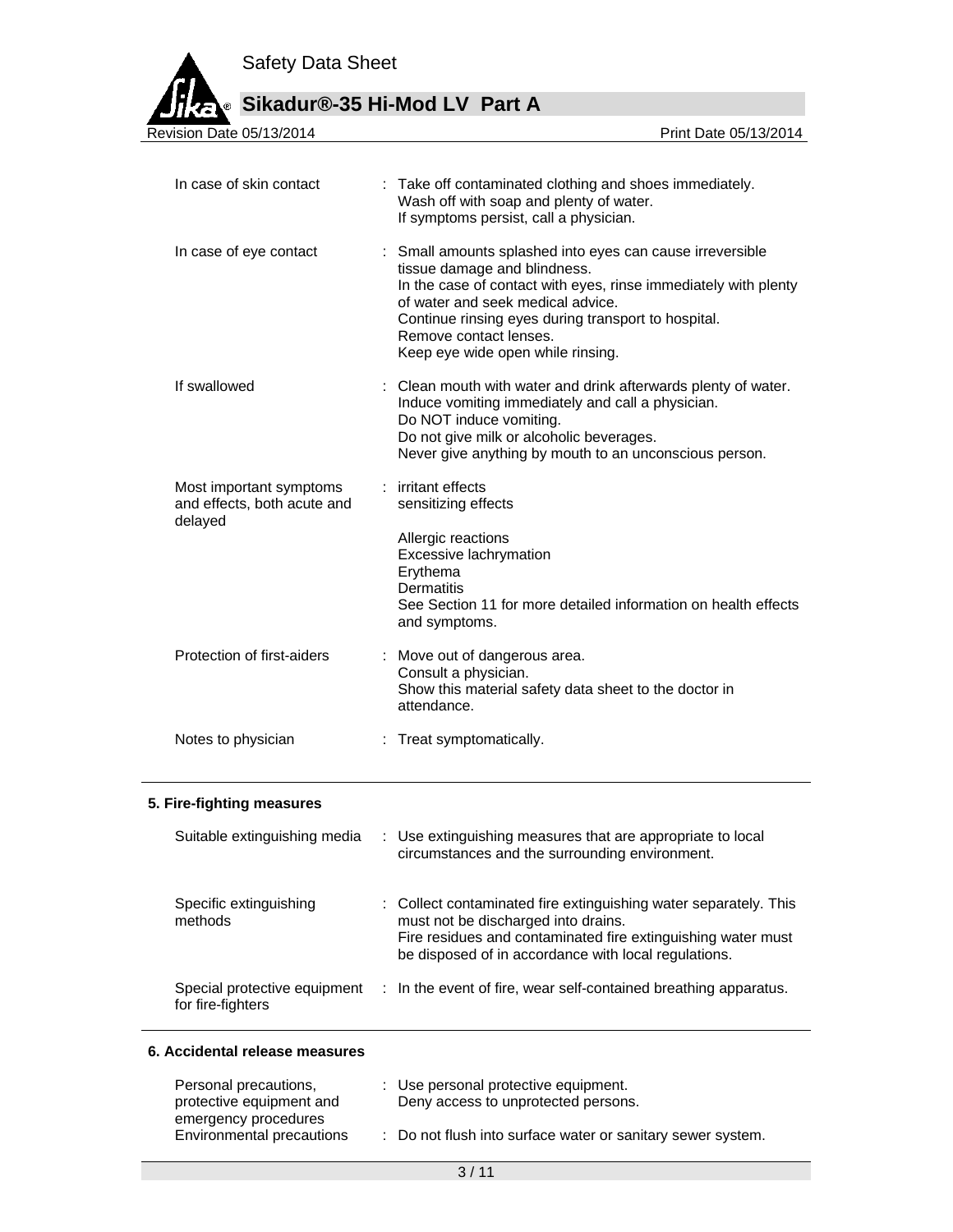| | |
|---|---|
| In case of skin contact | : Take off contaminated clothing and shoes immediately.<br>Wash off with soap and plenty of water.<br>If symptoms persist, call a physician. |
| In case of eye contact | : Small amounts splashed into eyes can cause irreversible tissue damage and blindness.<br>In the case of contact with eyes, rinse immediately with plenty of water and seek medical advice.<br>Continue rinsing eyes during transport to hospital.<br>Remove contact lenses.<br>Keep eye wide open while rinsing. |
| If swallowed | : Clean mouth with water and drink afterwards plenty of water.<br>Induce vomiting immediately and call a physician.<br>Do NOT induce vomiting.<br>Do not give milk or alcoholic beverages.<br>Never give anything by mouth to an unconscious person. |
| Most important symptoms and effects, both acute and delayed | : irritant effects<br>sensitizing effects<br><br>Allergic reactions<br>Excessive lachrymation<br>Erythema<br>Dermatitis<br>See Section 11 for more detailed information on health effects and symptoms. |
| Protection of first-aiders | : Move out of dangerous area.<br>Consult a physician.<br>Show this material safety data sheet to the doctor in attendance. |
| Notes to physician | : Treat symptomatically. |

## 5. Fire-fighting measures

| | |
|---|---|
| Suitable extinguishing media | : Use extinguishing measures that are appropriate to local circumstances and the surrounding environment. |
| Specific extinguishing methods | : Collect contaminated fire extinguishing water separately. This must not be discharged into drains.<br>Fire residues and contaminated fire extinguishing water must be disposed of in accordance with local regulations. |
| Special protective equipment for fire-fighters | : In the event of fire, wear self-contained breathing apparatus. |

## 6. Accidental release measures

| | |
|---|---|
| Personal precautions, protective equipment and emergency procedures | : Use personal protective equipment.<br>Deny access to unprotected persons. |
| Environmental precautions | : Do not flush into surface water or sanitary sewer system. |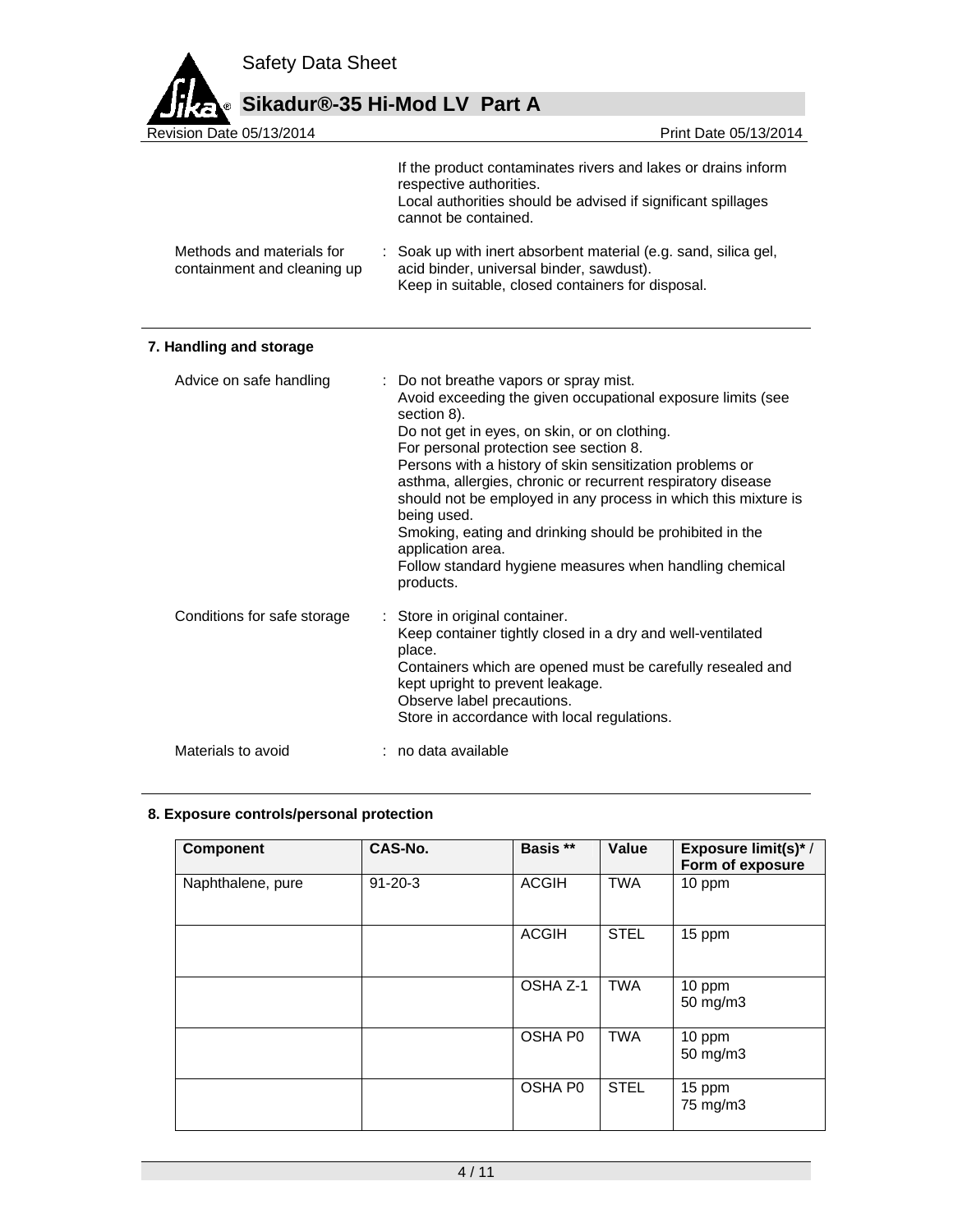If the product contaminates rivers and lakes or drains inform respective authorities.
Local authorities should be advised if significant spillages cannot be contained.

Methods and materials for containment and cleaning up : Soak up with inert absorbent material (e.g. sand, silica gel, acid binder, universal binder, sawdust).
Keep in suitable, closed containers for disposal.

## 7. Handling and storage

Advice on safe handling : Do not breathe vapors or spray mist.
Avoid exceeding the given occupational exposure limits (see section 8).
Do not get in eyes, on skin, or on clothing.
For personal protection see section 8.
Persons with a history of skin sensitization problems or asthma, allergies, chronic or recurrent respiratory disease should not be employed in any process in which this mixture is being used.
Smoking, eating and drinking should be prohibited in the application area.
Follow standard hygiene measures when handling chemical products.

Conditions for safe storage : Store in original container.
Keep container tightly closed in a dry and well-ventilated place.
Containers which are opened must be carefully resealed and kept upright to prevent leakage.
Observe label precautions.
Store in accordance with local regulations.

Materials to avoid : no data available

## 8. Exposure controls/personal protection

| Component | CAS-No. | Basis ** | Value | Exposure limit(s)* / Form of exposure |
|---|---|---|---|---|
| Naphthalene, pure | 91-20-3 | ACGIH | TWA | 10 ppm |
| | | ACGIH | STEL | 15 ppm |
| | | OSHA Z-1 | TWA | 10 ppm<br>50 mg/m3 |
| | | OSHA P0 | TWA | 10 ppm<br>50 mg/m3 |
| | | OSHA P0 | STEL | 15 ppm<br>75 mg/m3 |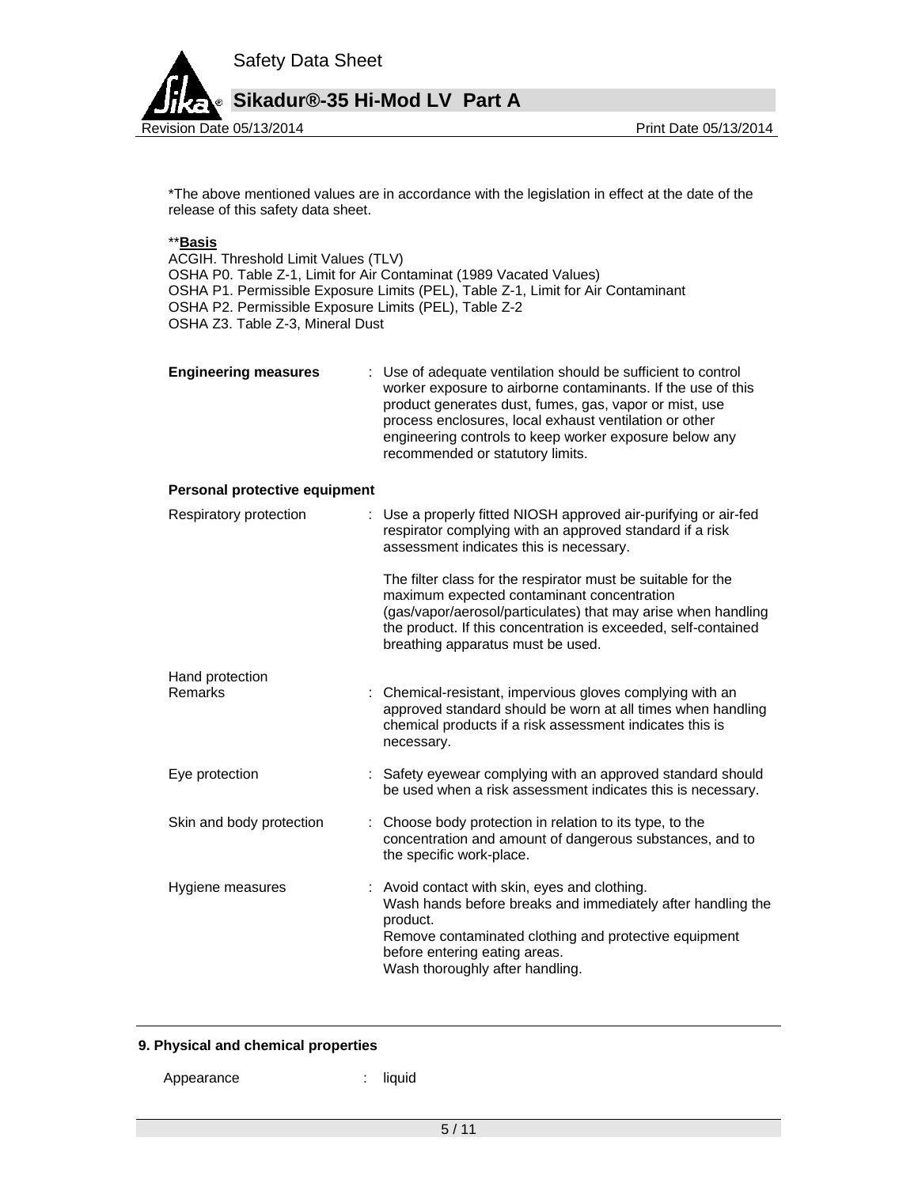*The above mentioned values are in accordance with the legislation in effect at the date of the release of this safety data sheet.

**<u>**Basis**</u>

ACGIH. Threshold Limit Values (TLV)
OSHA P0. Table Z-1, Limit for Air Contaminat (1989 Vacated Values)
OSHA P1. Permissible Exposure Limits (PEL), Table Z-1, Limit for Air Contaminant
OSHA P2. Permissible Exposure Limits (PEL), Table Z-2
OSHA Z3. Table Z-3, Mineral Dust

**Engineering measures** : Use of adequate ventilation should be sufficient to control worker exposure to airborne contaminants. If the use of this product generates dust, fumes, gas, vapor or mist, use process enclosures, local exhaust ventilation or other engineering controls to keep worker exposure below any recommended or statutory limits.

**Personal protective equipment**

Respiratory protection : Use a properly fitted NIOSH approved air-purifying or air-fed respirator complying with an approved standard if a risk assessment indicates this is necessary.

The filter class for the respirator must be suitable for the maximum expected contaminant concentration (gas/vapor/aerosol/particulates) that may arise when handling the product. If this concentration is exceeded, self-contained breathing apparatus must be used.

Hand protection
Remarks : Chemical-resistant, impervious gloves complying with an approved standard should be worn at all times when handling chemical products if a risk assessment indicates this is necessary.

Eye protection : Safety eyewear complying with an approved standard should be used when a risk assessment indicates this is necessary.

Skin and body protection : Choose body protection in relation to its type, to the concentration and amount of dangerous substances, and to the specific work-place.

Hygiene measures : Avoid contact with skin, eyes and clothing.
Wash hands before breaks and immediately after handling the product.
Remove contaminated clothing and protective equipment before entering eating areas.
Wash thoroughly after handling.

## 9. Physical and chemical properties

Appearance : liquid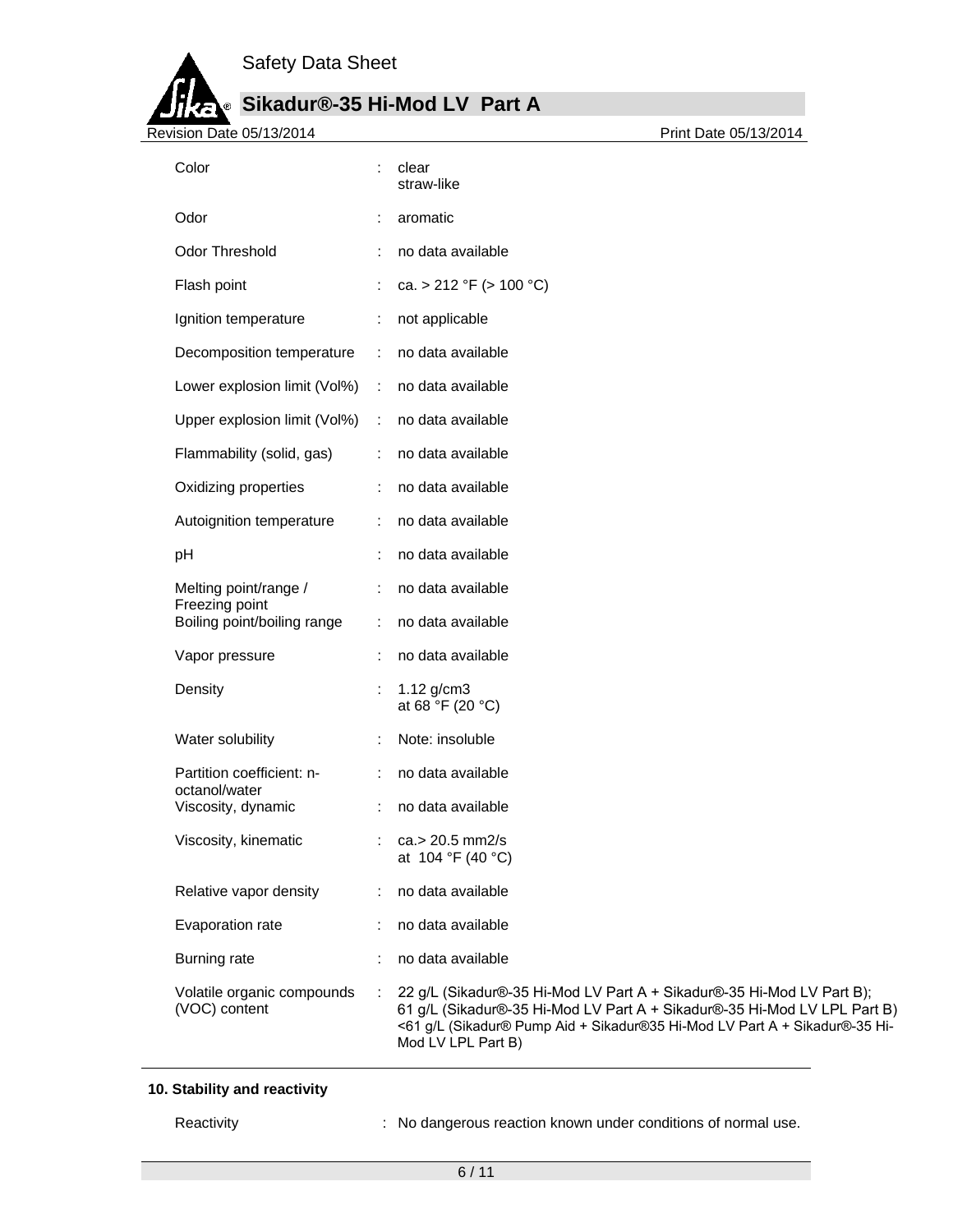| | | |
|---|---|---|
| Color | : | clear<br>straw-like |
| Odor | : | aromatic |
| Odor Threshold | : | no data available |
| Flash point | : | ca. > 212 °F (> 100 °C) |
| Ignition temperature | : | not applicable |
| Decomposition temperature | : | no data available |
| Lower explosion limit (Vol%) | : | no data available |
| Upper explosion limit (Vol%) | : | no data available |
| Flammability (solid, gas) | : | no data available |
| Oxidizing properties | : | no data available |
| Autoignition temperature | : | no data available |
| pH | : | no data available |
| Melting point/range / Freezing point | : | no data available |
| Boiling point/boiling range | : | no data available |
| Vapor pressure | : | no data available |
| Density | : | 1.12 g/cm3<br>at 68 °F (20 °C) |
| Water solubility | : | Note: insoluble |
| Partition coefficient: n-octanol/water | : | no data available |
| Viscosity, dynamic | : | no data available |
| Viscosity, kinematic | : | ca.> 20.5 mm2/s<br>at 104 °F (40 °C) |
| Relative vapor density | : | no data available |
| Evaporation rate | : | no data available |
| Burning rate | : | no data available |
| Volatile organic compounds (VOC) content | : | 22 g/L (Sikadur®-35 Hi-Mod LV Part A + Sikadur®-35 Hi-Mod LV Part B);<br>61 g/L (Sikadur®-35 Hi-Mod LV Part A + Sikadur®-35 Hi-Mod LV LPL Part B)<br><61 g/L (Sikadur® Pump Aid + Sikadur®35 Hi-Mod LV Part A + Sikadur®-35 Hi-Mod LV LPL Part B) |

**10. Stability and reactivity**

| | | |
|---|---|---|
| Reactivity | : | No dangerous reaction known under conditions of normal use. |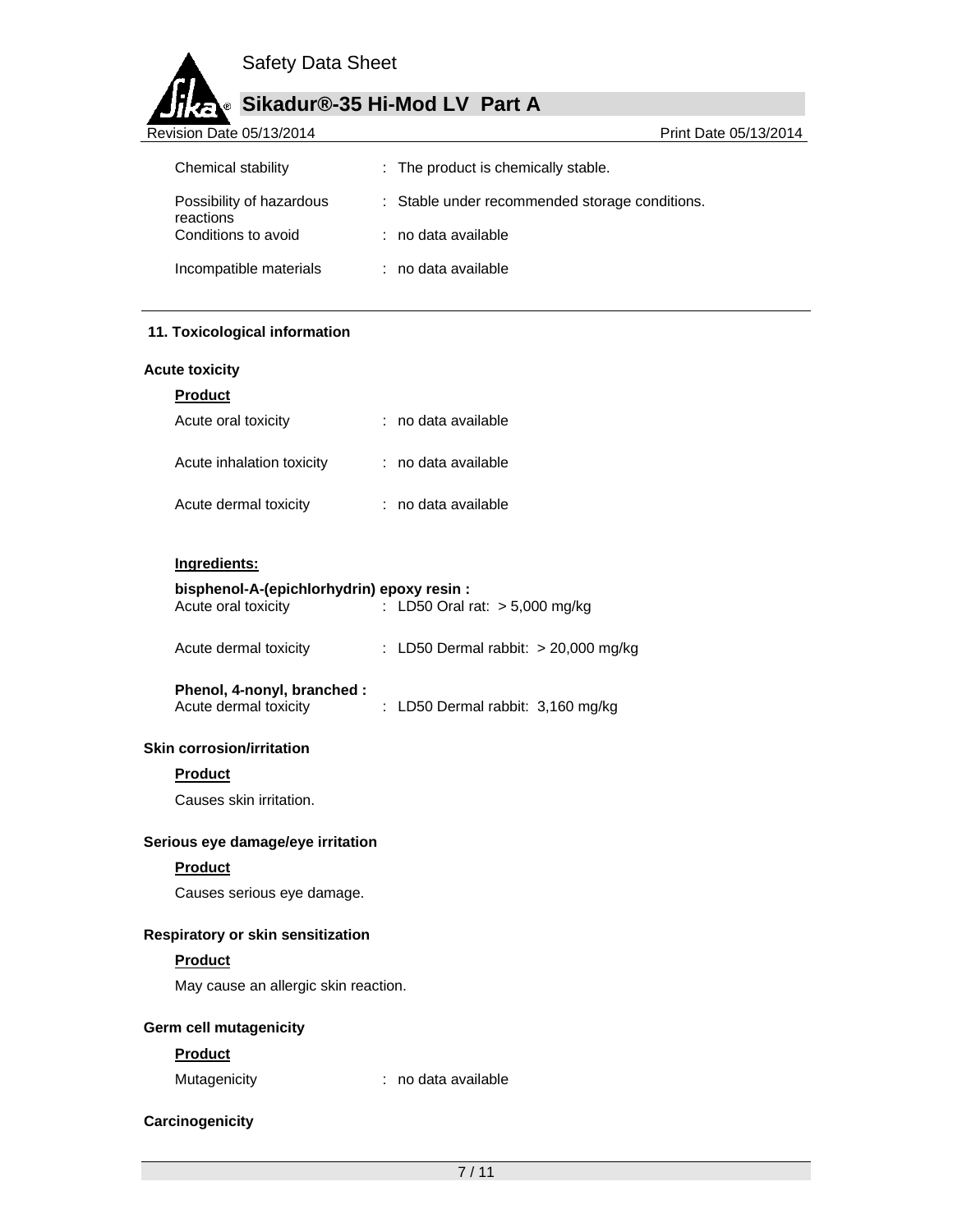| | |
|---|---|
| Chemical stability | : The product is chemically stable. |
| Possibility of hazardous reactions | : Stable under recommended storage conditions. |
| Conditions to avoid | : no data available |
| Incompatible materials | : no data available |

## 11. Toxicological information

### Acute toxicity

**Product**

| | |
|---|---|
| Acute oral toxicity | : no data available |
| Acute inhalation toxicity | : no data available |
| Acute dermal toxicity | : no data available |

**Ingredients:**

**bisphenol-A-(epichlorhydrin) epoxy resin :**

| | |
|---|---|
| Acute oral toxicity | : LD50 Oral rat: > 5,000 mg/kg |
| Acute dermal toxicity | : LD50 Dermal rabbit: > 20,000 mg/kg |

**Phenol, 4-nonyl, branched :**

| | |
|---|---|
| Acute dermal toxicity | : LD50 Dermal rabbit: 3,160 mg/kg |

### Skin corrosion/irritation

**Product**

Causes skin irritation.

### Serious eye damage/eye irritation

**Product**

Causes serious eye damage.

### Respiratory or skin sensitization

**Product**

May cause an allergic skin reaction.

### Germ cell mutagenicity

**Product**

| | |
|---|---|
| Mutagenicity | : no data available |

### Carcinogenicity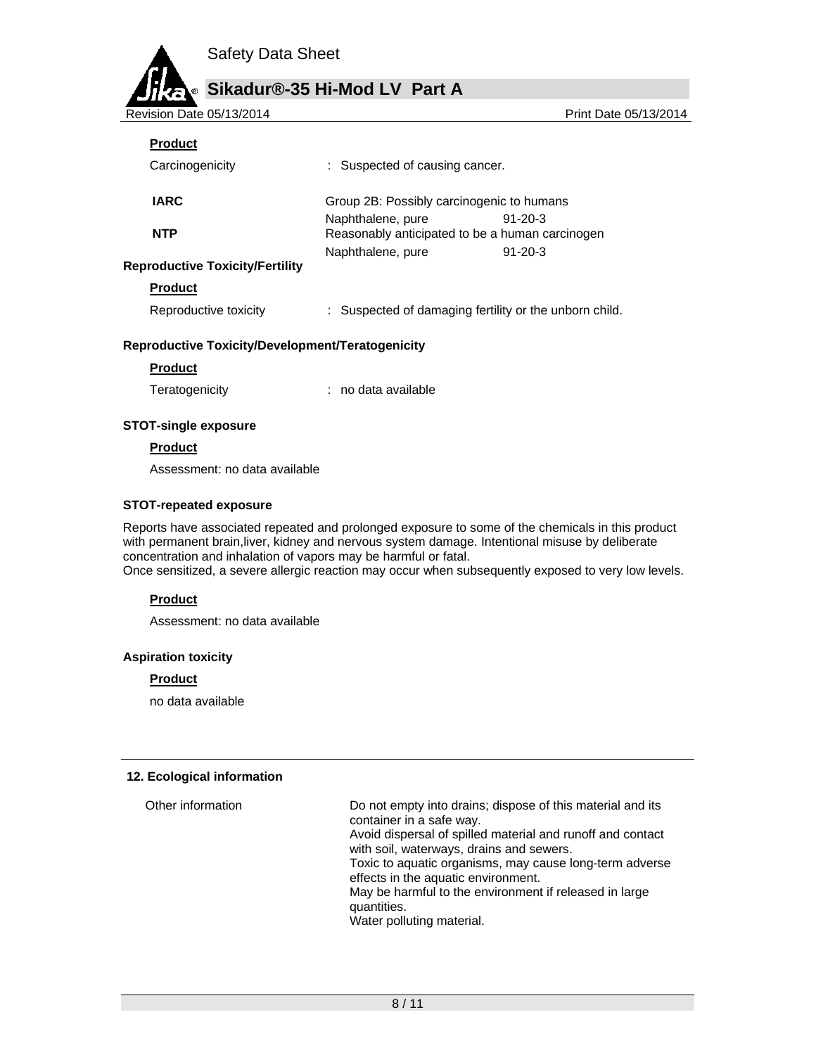**Product**

Carcinogenicity : Suspected of causing cancer.

| | | |
|---|---|---|
| **IARC** | Group 2B: Possibly carcinogenic to humans | |
| | Naphthalene, pure | 91-20-3 |
| **NTP** | Reasonably anticipated to be a human carcinogen | |
| | Naphthalene, pure | 91-20-3 |

**Reproductive Toxicity/Fertility**

**Product**

Reproductive toxicity : Suspected of damaging fertility or the unborn child.

**Reproductive Toxicity/Development/Teratogenicity**

**Product**

Teratogenicity : no data available

**STOT-single exposure**

**Product**

Assessment: no data available

**STOT-repeated exposure**

Reports have associated repeated and prolonged exposure to some of the chemicals in this product with permanent brain,liver, kidney and nervous system damage. Intentional misuse by deliberate concentration and inhalation of vapors may be harmful or fatal.
Once sensitized, a severe allergic reaction may occur when subsequently exposed to very low levels.

**Product**

Assessment: no data available

**Aspiration toxicity**

**Product**

no data available

## 12. Ecological information

Other information

Do not empty into drains; dispose of this material and its container in a safe way.
Avoid dispersal of spilled material and runoff and contact with soil, waterways, drains and sewers.
Toxic to aquatic organisms, may cause long-term adverse effects in the aquatic environment.
May be harmful to the environment if released in large quantities.
Water polluting material.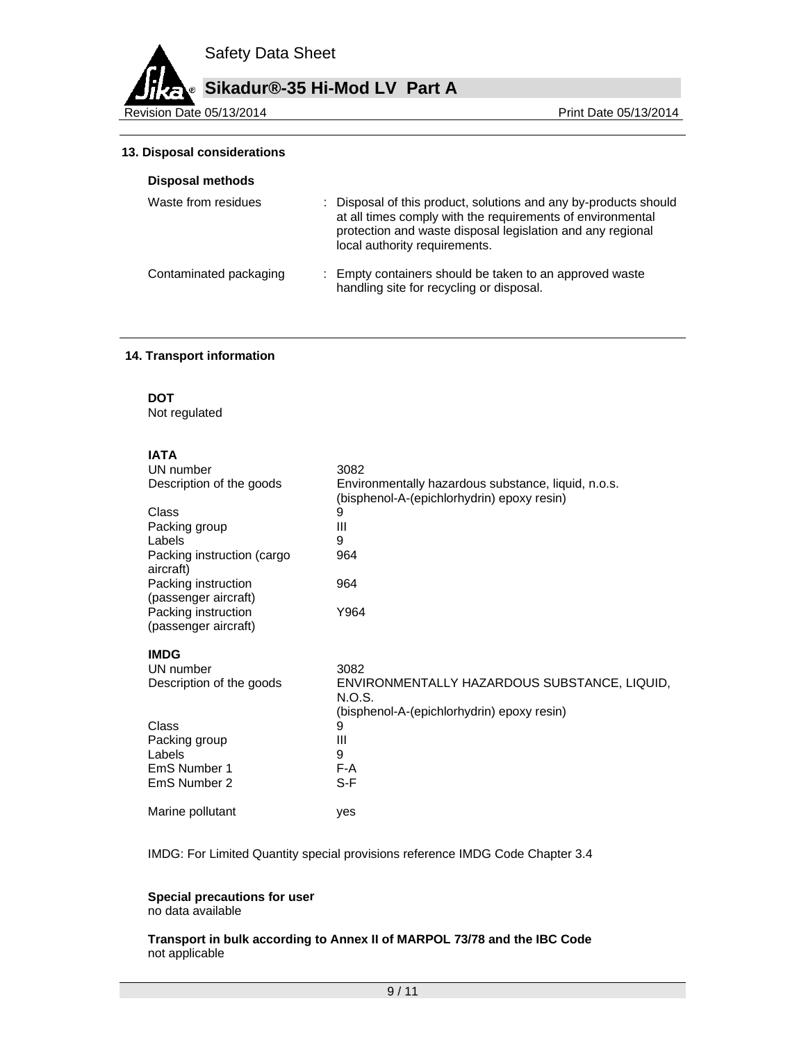## 13. Disposal considerations

### Disposal methods

| | |
|---|---|
| Waste from residues | : Disposal of this product, solutions and any by-products should at all times comply with the requirements of environmental protection and waste disposal legislation and any regional local authority requirements. |
| Contaminated packaging | : Empty containers should be taken to an approved waste handling site for recycling or disposal. |

## 14. Transport information

**DOT**
Not regulated

**IATA**

| | |
|---|---|
| UN number | 3082 |
| Description of the goods | Environmentally hazardous substance, liquid, n.o.s. (bisphenol-A-(epichlorhydrin) epoxy resin) |
| Class | 9 |
| Packing group | III |
| Labels | 9 |
| Packing instruction (cargo aircraft) | 964 |
| Packing instruction (passenger aircraft) | 964 |
| Packing instruction (passenger aircraft) | Y964 |

**IMDG**

| | |
|---|---|
| UN number | 3082 |
| Description of the goods | ENVIRONMENTALLY HAZARDOUS SUBSTANCE, LIQUID, N.O.S. (bisphenol-A-(epichlorhydrin) epoxy resin) |
| Class | 9 |
| Packing group | III |
| Labels | 9 |
| EmS Number 1 | F-A |
| EmS Number 2 | S-F |
| Marine pollutant | yes |

IMDG: For Limited Quantity special provisions reference IMDG Code Chapter 3.4

**Special precautions for user**
no data available

**Transport in bulk according to Annex II of MARPOL 73/78 and the IBC Code**
not applicable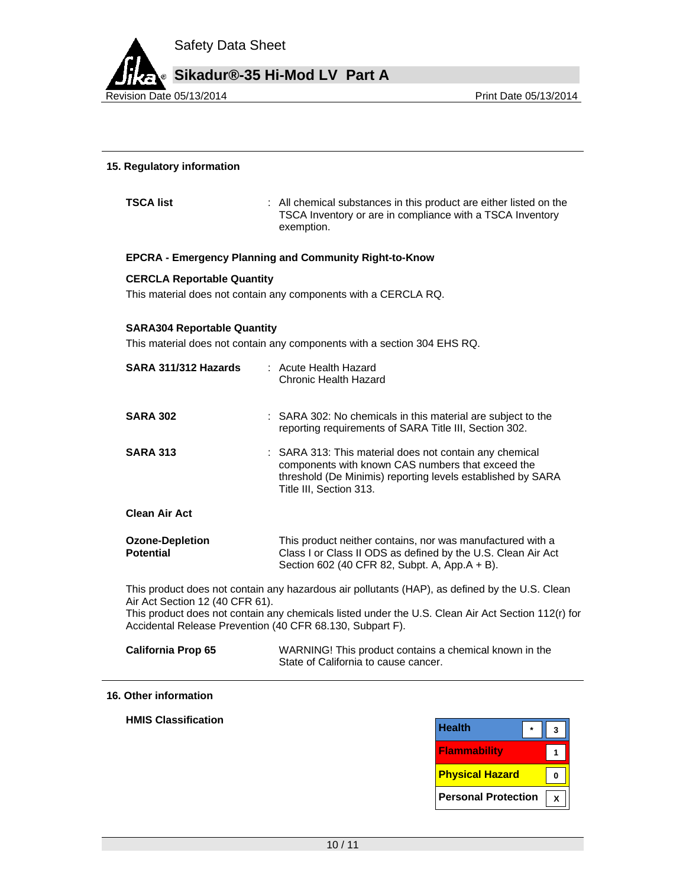## 15. Regulatory information

**TSCA list** : All chemical substances in this product are either listed on the TSCA Inventory or are in compliance with a TSCA Inventory exemption.

**EPCRA - Emergency Planning and Community Right-to-Know**

**CERCLA Reportable Quantity**

This material does not contain any components with a CERCLA RQ.

**SARA304 Reportable Quantity**

This material does not contain any components with a section 304 EHS RQ.

**SARA 311/312 Hazards** : Acute Health Hazard
Chronic Health Hazard

**SARA 302** : SARA 302: No chemicals in this material are subject to the reporting requirements of SARA Title III, Section 302.

**SARA 313** : SARA 313: This material does not contain any chemical components with known CAS numbers that exceed the threshold (De Minimis) reporting levels established by SARA Title III, Section 313.

**Clean Air Act**

**Ozone-Depletion Potential** This product neither contains, nor was manufactured with a Class I or Class II ODS as defined by the U.S. Clean Air Act Section 602 (40 CFR 82, Subpt. A, App.A + B).

This product does not contain any hazardous air pollutants (HAP), as defined by the U.S. Clean Air Act Section 12 (40 CFR 61).
This product does not contain any chemicals listed under the U.S. Clean Air Act Section 112(r) for Accidental Release Prevention (40 CFR 68.130, Subpart F).

**California Prop 65** WARNING! This product contains a chemical known in the State of California to cause cancer.

## 16. Other information

**HMIS Classification**

| | | |
|---|---|---|
| **Health** | * | 3 |
| **Flammability** | | 1 |
| **Physical Hazard** | | 0 |
| **Personal Protection** | | X |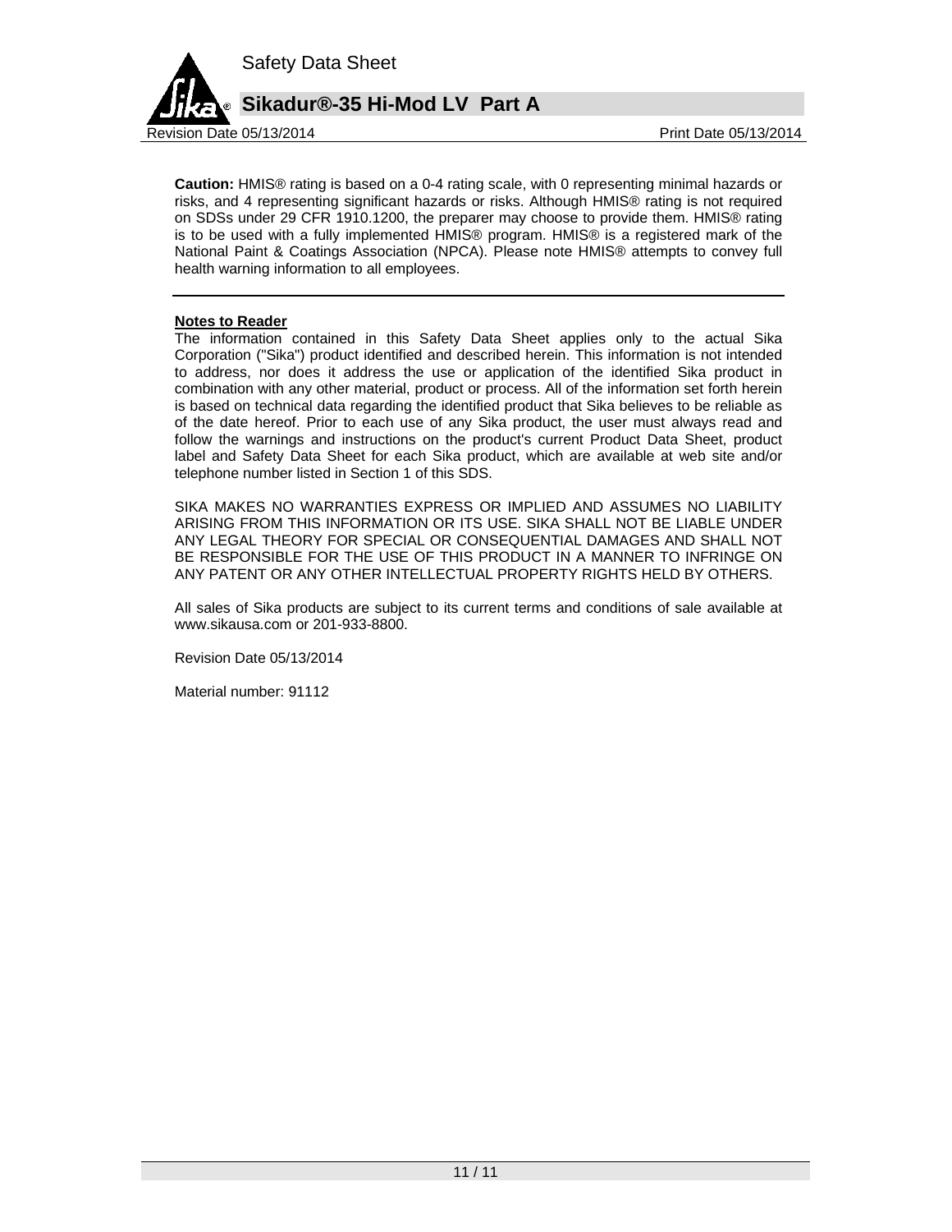**Caution:** HMIS® rating is based on a 0-4 rating scale, with 0 representing minimal hazards or risks, and 4 representing significant hazards or risks. Although HMIS® rating is not required on SDSs under 29 CFR 1910.1200, the preparer may choose to provide them. HMIS® rating is to be used with a fully implemented HMIS® program. HMIS® is a registered mark of the National Paint & Coatings Association (NPCA). Please note HMIS® attempts to convey full health warning information to all employees.

---

**Notes to Reader**

The information contained in this Safety Data Sheet applies only to the actual Sika Corporation ("Sika") product identified and described herein. This information is not intended to address, nor does it address the use or application of the identified Sika product in combination with any other material, product or process. All of the information set forth herein is based on technical data regarding the identified product that Sika believes to be reliable as of the date hereof. Prior to each use of any Sika product, the user must always read and follow the warnings and instructions on the product's current Product Data Sheet, product label and Safety Data Sheet for each Sika product, which are available at web site and/or telephone number listed in Section 1 of this SDS.

SIKA MAKES NO WARRANTIES EXPRESS OR IMPLIED AND ASSUMES NO LIABILITY ARISING FROM THIS INFORMATION OR ITS USE. SIKA SHALL NOT BE LIABLE UNDER ANY LEGAL THEORY FOR SPECIAL OR CONSEQUENTIAL DAMAGES AND SHALL NOT BE RESPONSIBLE FOR THE USE OF THIS PRODUCT IN A MANNER TO INFRINGE ON ANY PATENT OR ANY OTHER INTELLECTUAL PROPERTY RIGHTS HELD BY OTHERS.

All sales of Sika products are subject to its current terms and conditions of sale available at www.sikausa.com or 201-933-8800.

Revision Date 05/13/2014

Material number: 91112